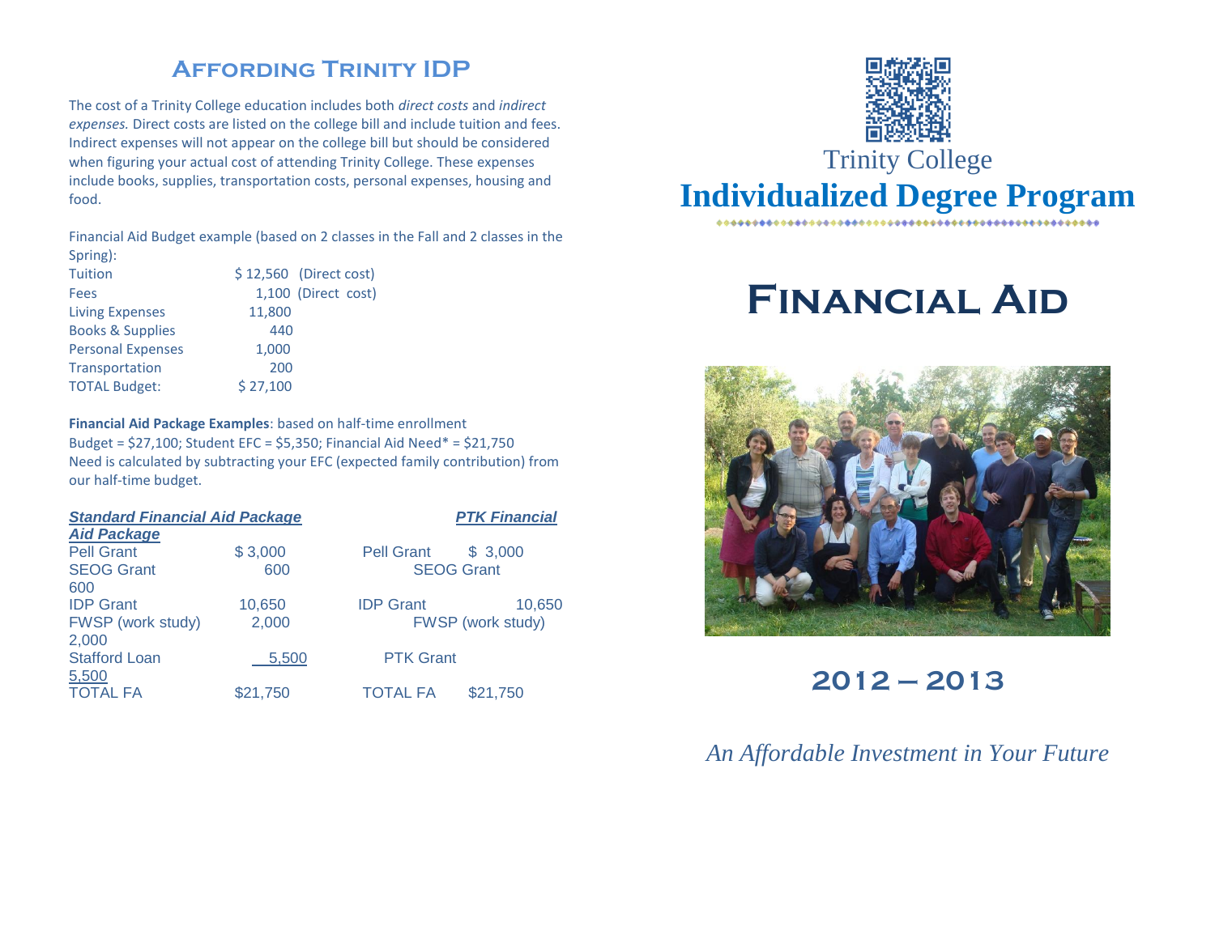## Affording Trinity IDP

The cost of a Trinity College education includes both *direct costs* and *indirect expenses.* Direct costs are listed on the college bill and include tuition and fees. Indirect expenses will not appear on the college bill but should be considered when figuring your actual cost of attending Trinity College. These expenses include books, supplies, transportation costs, personal expenses, housing and food.

Financial Aid Budget example (based on 2 classes in the Fall and 2 classes in the Spring):

| | | |
|---|---|---|
| Tuition | $ 12,560 | (Direct cost) |
| Fees | 1,100 | (Direct cost) |
| Living Expenses | 11,800 | |
| Books & Supplies | 440 | |
| Personal Expenses | 1,000 | |
| Transportation | 200 | |
| TOTAL Budget: | $ 27,100 | |

**Financial Aid Package Examples**: based on half-time enrollment
Budget = $27,100; Student EFC = $5,350; Financial Aid Need* = $21,750
Need is calculated by subtracting your EFC (expected family contribution) from our half-time budget.

| ***Standard Financial Aid Package*** | | ***PTK Financial Aid Package*** | |
|---|---|---|---|
| Pell Grant | $ 3,000 | Pell Grant | $ 3,000 |
| SEOG Grant | 600 | SEOG Grant | 600 |
| IDP Grant | 10,650 | IDP Grant | 10,650 |
| FWSP (work study) | 2,000 | FWSP (work study) | 2,000 |
| Stafford Loan | 5,500 | PTK Grant | 5,500 |
| TOTAL FA | $21,750 | TOTAL FA | $21,750 |

Trinity College

# Individualized Degree Program

# Financial Aid

## 2012 – 2013

*An Affordable Investment in Your Future*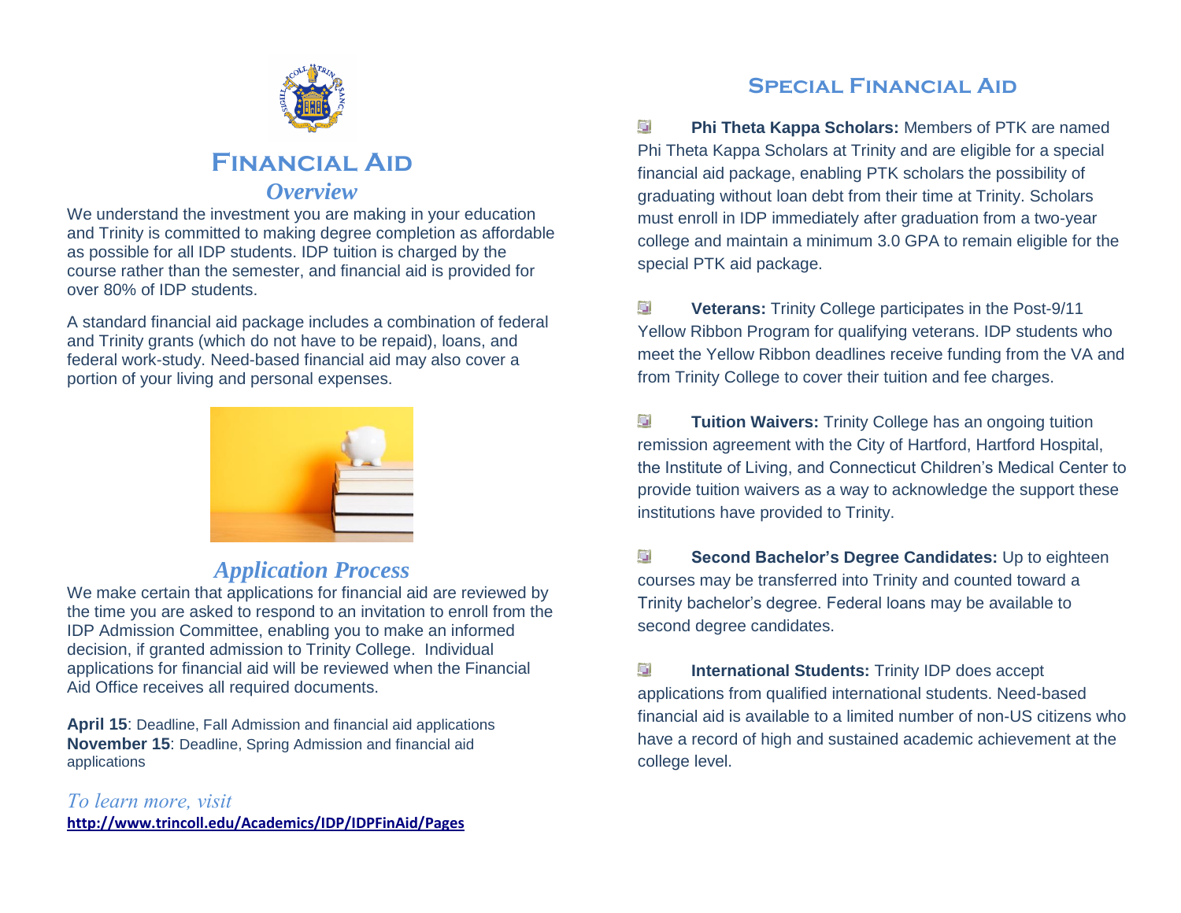# Financial Aid

## *Overview*

We understand the investment you are making in your education and Trinity is committed to making degree completion as affordable as possible for all IDP students. IDP tuition is charged by the course rather than the semester, and financial aid is provided for over 80% of IDP students.

A standard financial aid package includes a combination of federal and Trinity grants (which do not have to be repaid), loans, and federal work-study. Need-based financial aid may also cover a portion of your living and personal expenses.

## *Application Process*

We make certain that applications for financial aid are reviewed by the time you are asked to respond to an invitation to enroll from the IDP Admission Committee, enabling you to make an informed decision, if granted admission to Trinity College. Individual applications for financial aid will be reviewed when the Financial Aid Office receives all required documents.

**April 15**: Deadline, Fall Admission and financial aid applications
**November 15**: Deadline, Spring Admission and financial aid applications

*To learn more, visit*
**http://www.trincoll.edu/Academics/IDP/IDPFinAid/Pages**

## Special Financial Aid

- **Phi Theta Kappa Scholars:** Members of PTK are named Phi Theta Kappa Scholars at Trinity and are eligible for a special financial aid package, enabling PTK scholars the possibility of graduating without loan debt from their time at Trinity. Scholars must enroll in IDP immediately after graduation from a two-year college and maintain a minimum 3.0 GPA to remain eligible for the special PTK aid package.

- **Veterans:** Trinity College participates in the Post-9/11 Yellow Ribbon Program for qualifying veterans. IDP students who meet the Yellow Ribbon deadlines receive funding from the VA and from Trinity College to cover their tuition and fee charges.

- **Tuition Waivers:** Trinity College has an ongoing tuition remission agreement with the City of Hartford, Hartford Hospital, the Institute of Living, and Connecticut Children's Medical Center to provide tuition waivers as a way to acknowledge the support these institutions have provided to Trinity.

- **Second Bachelor's Degree Candidates:** Up to eighteen courses may be transferred into Trinity and counted toward a Trinity bachelor's degree. Federal loans may be available to second degree candidates.

- **International Students:** Trinity IDP does accept applications from qualified international students. Need-based financial aid is available to a limited number of non-US citizens who have a record of high and sustained academic achievement at the college level.